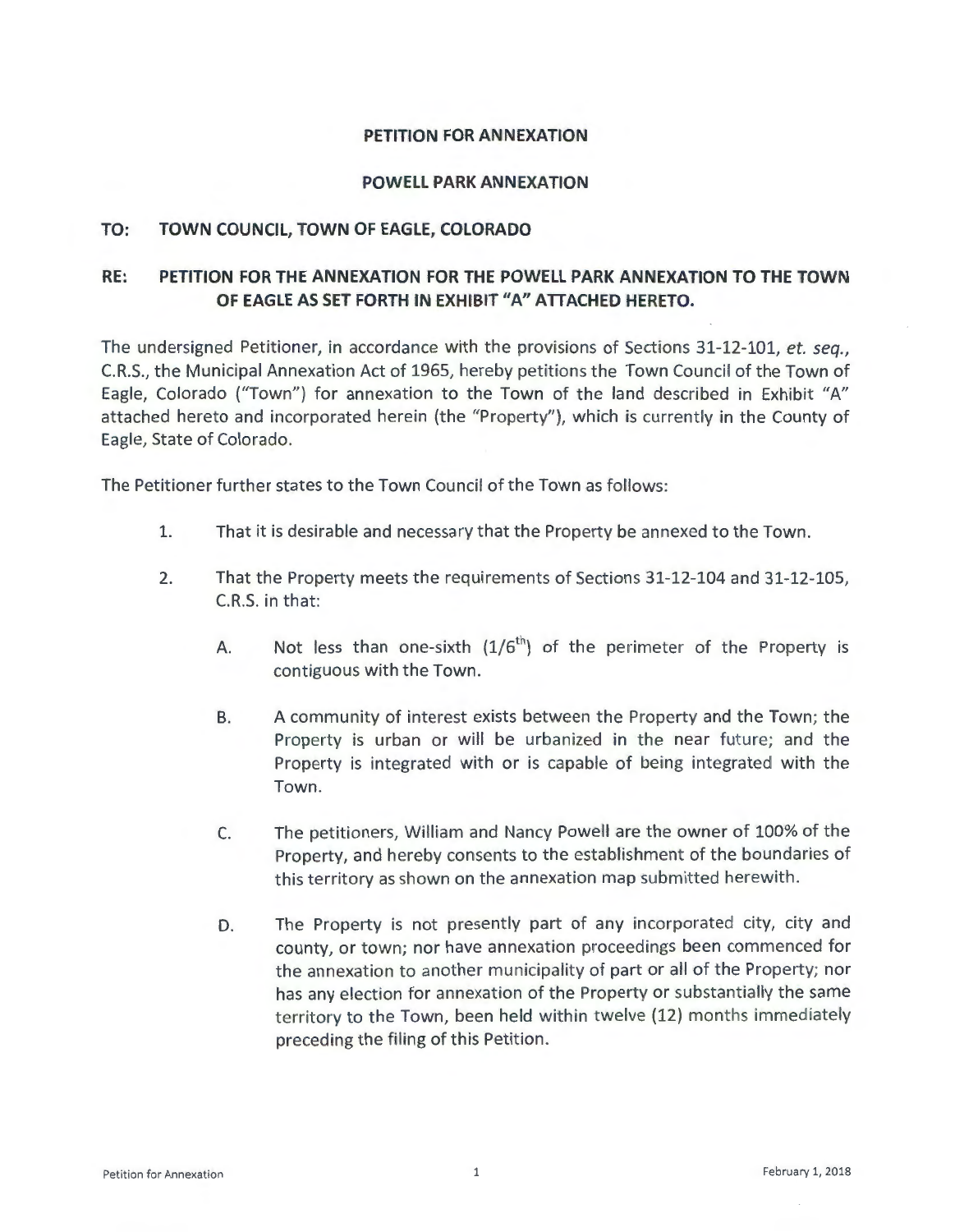# PETITION FOR ANNEXATION

## POWELL PARK ANNEXATION

**TO: TOWN COUNCIL, TOWN OF EAGLE, COLORADO**

**RE: PETITION FOR THE ANNEXATION FOR THE POWELL PARK ANNEXATION TO THE TOWN OF EAGLE AS SET FORTH IN EXHIBIT "A" ATTACHED HERETO.**

The undersigned Petitioner, in accordance with the provisions of Sections 31-12-101, *et. seq.*, C.R.S., the Municipal Annexation Act of 1965, hereby petitions the Town Council of the Town of Eagle, Colorado ("Town") for annexation to the Town of the land described in Exhibit "A" attached hereto and incorporated herein (the "Property"), which is currently in the County of Eagle, State of Colorado.

The Petitioner further states to the Town Council of the Town as follows:

1. That it is desirable and necessary that the Property be annexed to the Town.

2. That the Property meets the requirements of Sections 31-12-104 and 31-12-105, C.R.S. in that:

   A. Not less than one-sixth ($1/6^{th}$) of the perimeter of the Property is contiguous with the Town.

   B. A community of interest exists between the Property and the Town; the Property is urban or will be urbanized in the near future; and the Property is integrated with or is capable of being integrated with the Town.

   C. The petitioners, William and Nancy Powell are the owner of 100% of the Property, and hereby consents to the establishment of the boundaries of this territory as shown on the annexation map submitted herewith.

   D. The Property is not presently part of any incorporated city, city and county, or town; nor have annexation proceedings been commenced for the annexation to another municipality of part or all of the Property; nor has any election for annexation of the Property or substantially the same territory to the Town, been held within twelve (12) months immediately preceding the filing of this Petition.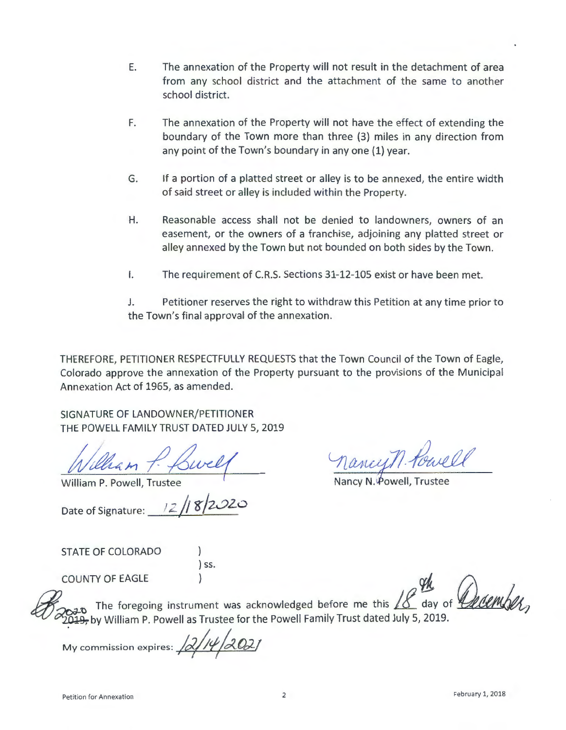E. The annexation of the Property will not result in the detachment of area from any school district and the attachment of the same to another school district.

F. The annexation of the Property will not have the effect of extending the boundary of the Town more than three (3) miles in any direction from any point of the Town's boundary in any one (1) year.

G. If a portion of a platted street or alley is to be annexed, the entire width of said street or alley is included within the Property.

H. Reasonable access shall not be denied to landowners, owners of an easement, or the owners of a franchise, adjoining any platted street or alley annexed by the Town but not bounded on both sides by the Town.

I. The requirement of C.R.S. Sections 31-12-105 exist or have been met.

J. Petitioner reserves the right to withdraw this Petition at any time prior to the Town's final approval of the annexation.

THEREFORE, PETITIONER RESPECTFULLY REQUESTS that the Town Council of the Town of Eagle, Colorado approve the annexation of the Property pursuant to the provisions of the Municipal Annexation Act of 1965, as amended.

SIGNATURE OF LANDOWNER/PETITIONER
THE POWELL FAMILY TRUST DATED JULY 5, 2019

William P. Powell (signature)
William P. Powell, Trustee

Nancy N. Powell (signature)
Nancy N. Powell, Trustee

Date of Signature: 12/18/2020

STATE OF COLORADO )
) ss.
COUNTY OF EAGLE )

The foregoing instrument was acknowledged before me this 18th day of December, ~~2019~~ 2020, by William P. Powell as Trustee for the Powell Family Trust dated July 5, 2019.

My commission expires: 12/14/2021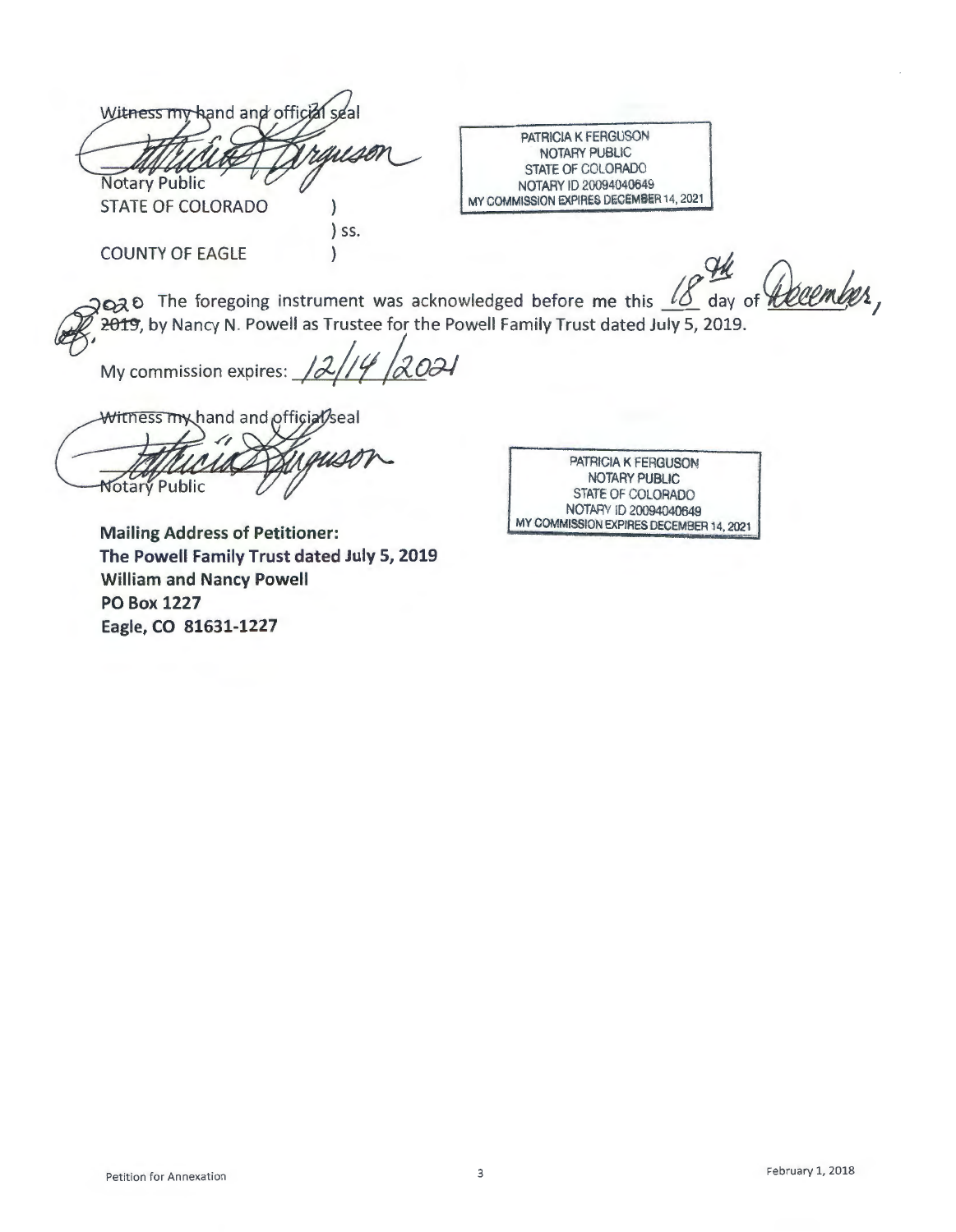Witness my hand and official seal

*[signature]*
Notary Public

PATRICIA K FERGUSON
NOTARY PUBLIC
STATE OF COLORADO
NOTARY ID 20094040649
MY COMMISSION EXPIRES DECEMBER 14, 2021

STATE OF COLORADO )
) ss.
COUNTY OF EAGLE )

2020 The foregoing instrument was acknowledged before me this 18th day of December, ~~2019~~, by Nancy N. Powell as Trustee for the Powell Family Trust dated July 5, 2019.

My commission expires: 12/14/2021

Witness my hand and official seal

*[signature]*
Notary Public

PATRICIA K FERGUSON
NOTARY PUBLIC
STATE OF COLORADO
NOTARY ID 20094040649
MY COMMISSION EXPIRES DECEMBER 14, 2021

**Mailing Address of Petitioner:**
**The Powell Family Trust dated July 5, 2019**
**William and Nancy Powell**
**PO Box 1227**
**Eagle, CO 81631-1227**

Petition for Annexation February 1, 2018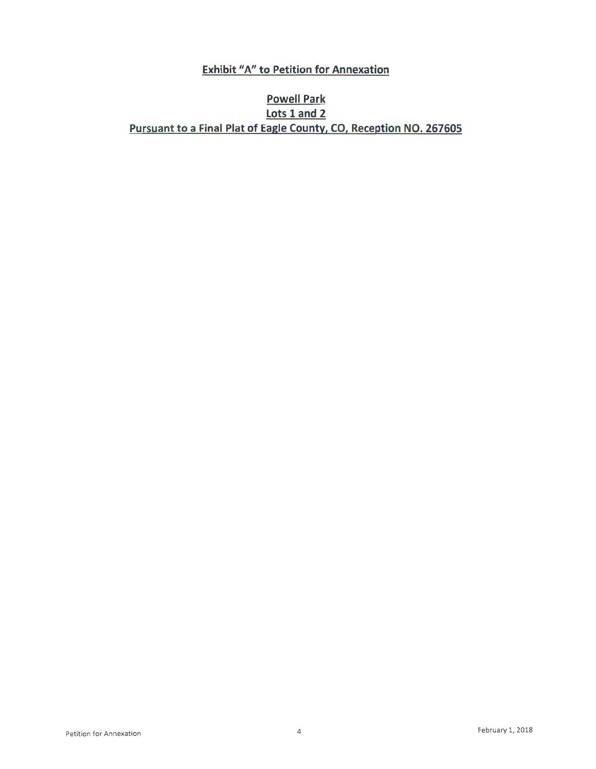# Exhibit "A" to Petition for Annexation

## Powell Park

## Lots 1 and 2

## Pursuant to a Final Plat of Eagle County, CO, Reception NO. 267605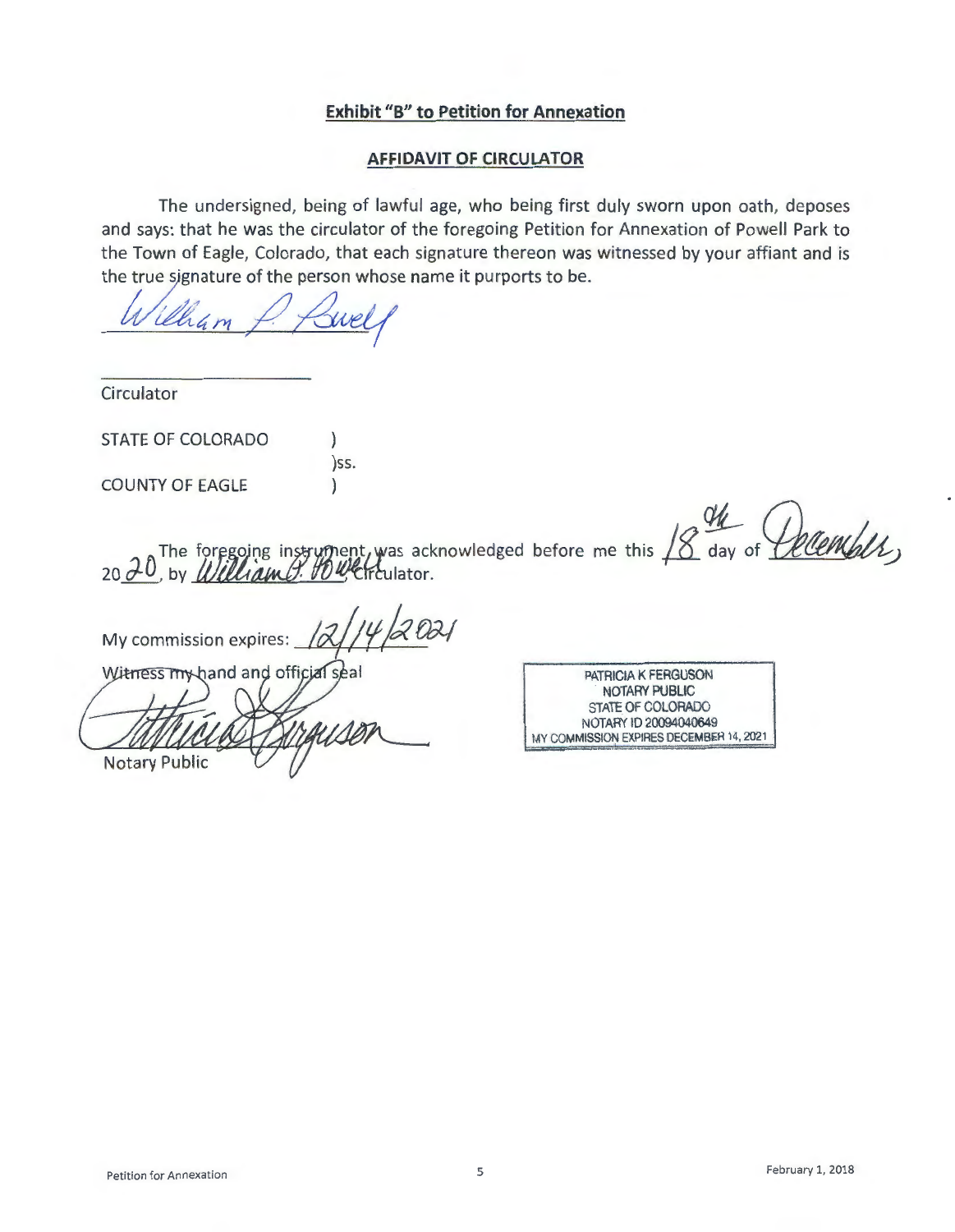## Exhibit "B" to Petition for Annexation

### AFFIDAVIT OF CIRCULATOR

The undersigned, being of lawful age, who being first duly sworn upon oath, deposes and says: that he was the circulator of the foregoing Petition for Annexation of Powell Park to the Town of Eagle, Colorado, that each signature thereon was witnessed by your affiant and is the true signature of the person whose name it purports to be.

William P. Powell

Circulator

STATE OF COLORADO )
)ss.
COUNTY OF EAGLE )

The foregoing instrument was acknowledged before me this 18th day of December, 2020, by William P. Powell, Circulator.

My commission expires: 12/14/2021

Witness my hand and official seal

Patricia Ferguson

Notary Public

PATRICIA K FERGUSON
NOTARY PUBLIC
STATE OF COLORADO
NOTARY ID 20094040649
MY COMMISSION EXPIRES DECEMBER 14, 2021

Petition for Annexation February 1, 2018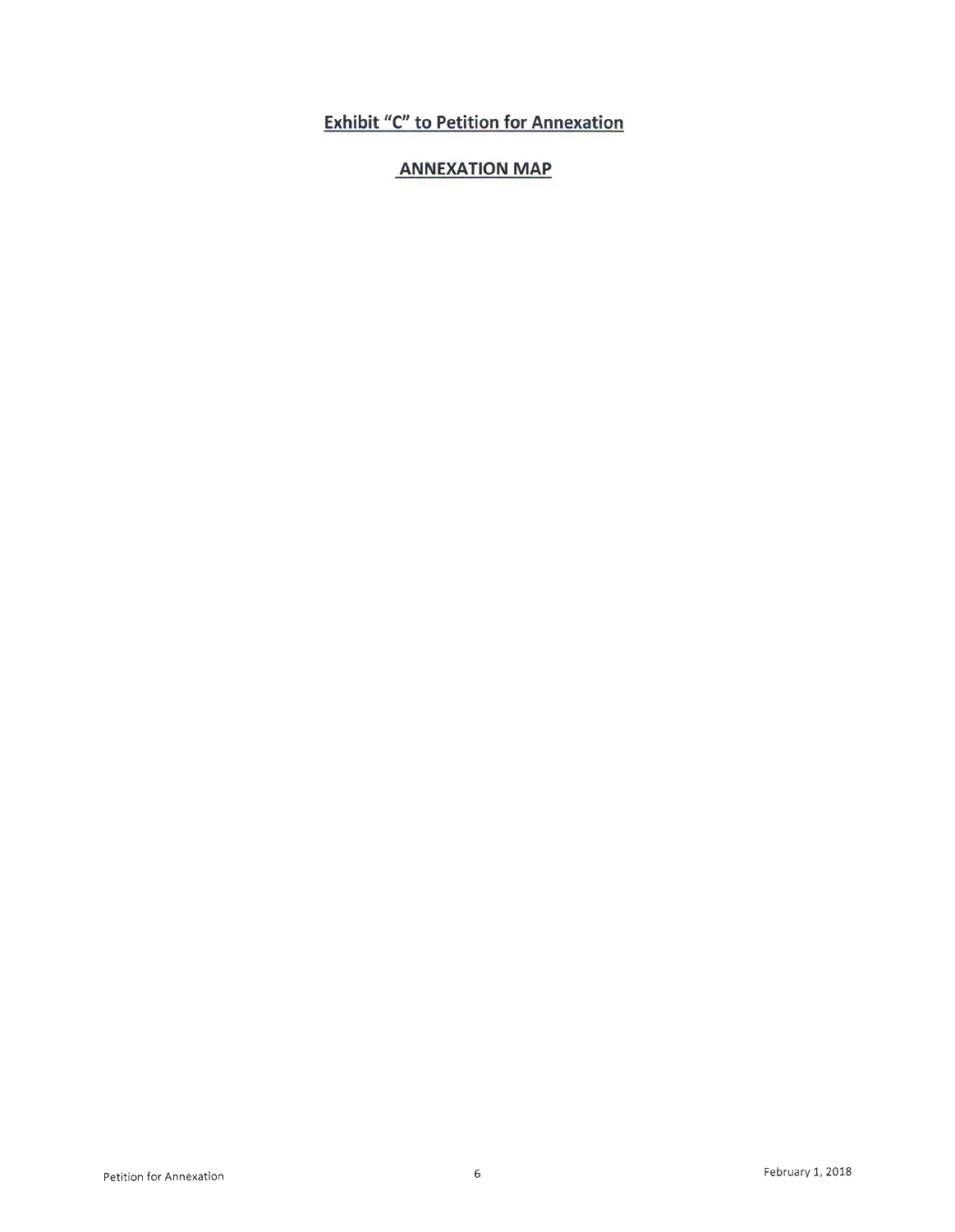## Exhibit "C" to Petition for Annexation

## ANNEXATION MAP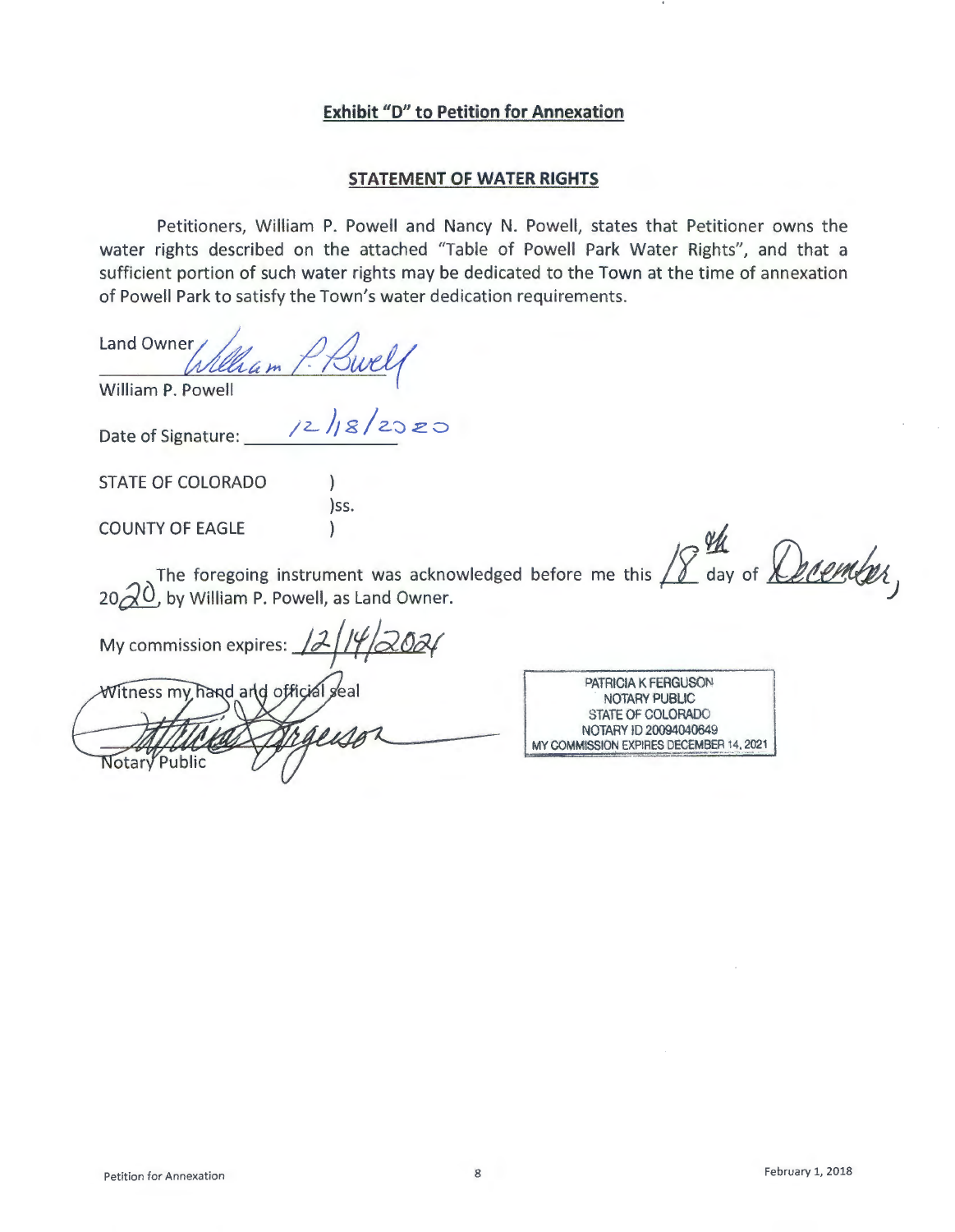## Exhibit "D" to Petition for Annexation

### STATEMENT OF WATER RIGHTS

Petitioners, William P. Powell and Nancy N. Powell, states that Petitioner owns the water rights described on the attached "Table of Powell Park Water Rights", and that a sufficient portion of such water rights may be dedicated to the Town at the time of annexation of Powell Park to satisfy the Town's water dedication requirements.

Land Owner William P. Powell

William P. Powell

Date of Signature: 12/18/2020

STATE OF COLORADO )
)ss.
COUNTY OF EAGLE )

The foregoing instrument was acknowledged before me this 18th day of December, 2020, by William P. Powell, as Land Owner.

My commission expires: 12/14/2021

Witness my hand and official seal

Patricia Ferguson

Notary Public

PATRICIA K FERGUSON
NOTARY PUBLIC
STATE OF COLORADO
NOTARY ID 20094040649
MY COMMISSION EXPIRES DECEMBER 14, 2021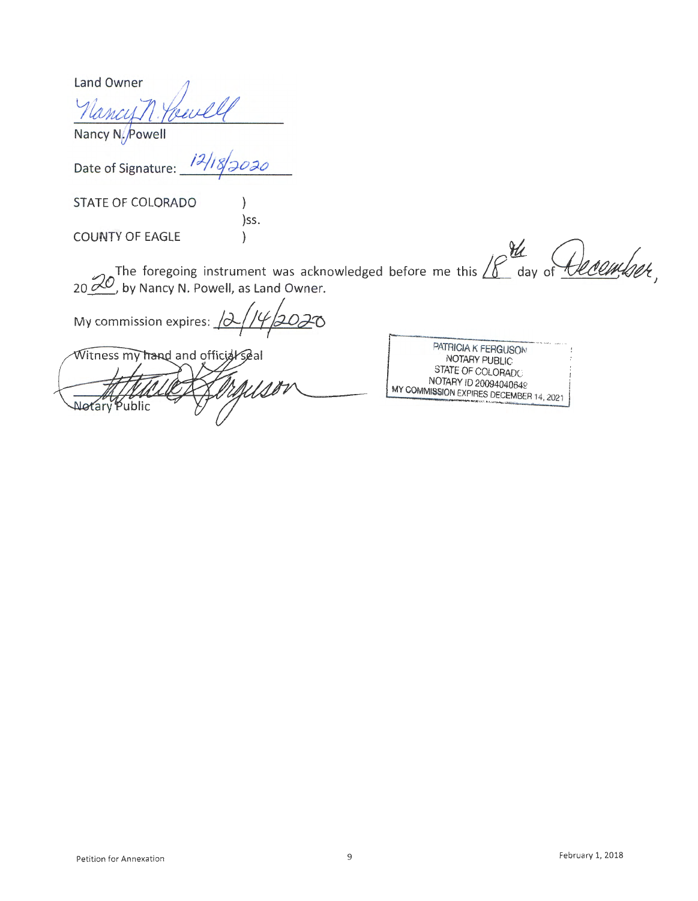Land Owner

*Nancy N. Powell*

Nancy N. Powell

Date of Signature: *12/18/2020*

STATE OF COLORADO )
)ss.
COUNTY OF EAGLE )

The foregoing instrument was acknowledged before me this *18th* day of *December*, 20*20*, by Nancy N. Powell, as Land Owner.

My commission expires: *12/14/2020*

Witness my hand and official seal

*Patricia K Ferguson*

Notary Public

PATRICIA K FERGUSON
NOTARY PUBLIC
STATE OF COLORADO
NOTARY ID 20094040649
MY COMMISSION EXPIRES DECEMBER 14, 2021

Petition for Annexation February 1, 2018